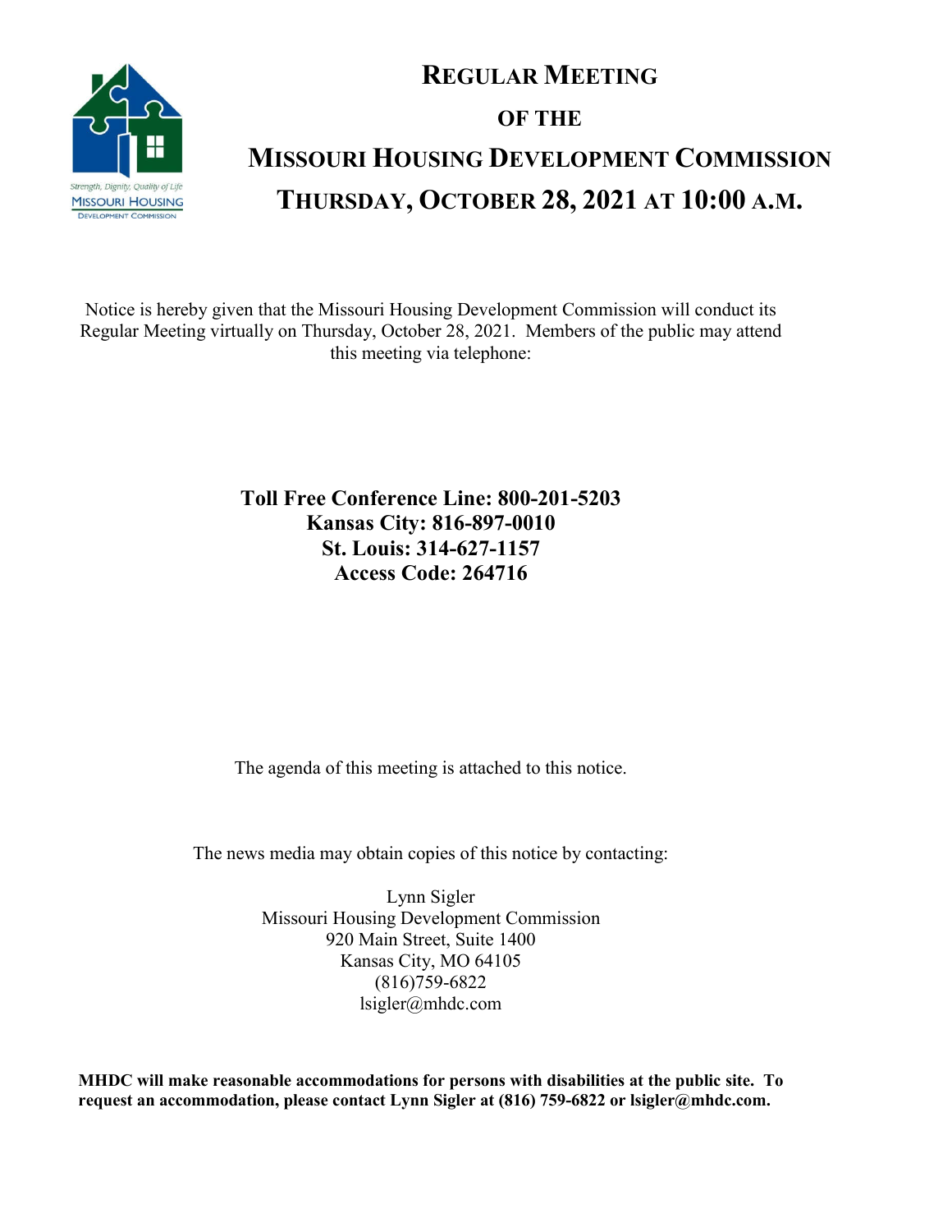Strength, Dignity, Quality of Life
MISSOURI HOUSING
DEVELOPMENT COMMISSION

# REGULAR MEETING
# OF THE
# MISSOURI HOUSING DEVELOPMENT COMMISSION
# THURSDAY, OCTOBER 28, 2021 AT 10:00 A.M.

Notice is hereby given that the Missouri Housing Development Commission will conduct its Regular Meeting virtually on Thursday, October 28, 2021. Members of the public may attend this meeting via telephone:

**Toll Free Conference Line: 800-201-5203**
**Kansas City: 816-897-0010**
**St. Louis: 314-627-1157**
**Access Code: 264716**

The agenda of this meeting is attached to this notice.

The news media may obtain copies of this notice by contacting:

Lynn Sigler
Missouri Housing Development Commission
920 Main Street, Suite 1400
Kansas City, MO 64105
(816)759-6822
lsigler@mhdc.com

**MHDC will make reasonable accommodations for persons with disabilities at the public site. To request an accommodation, please contact Lynn Sigler at (816) 759-6822 or lsigler@mhdc.com.**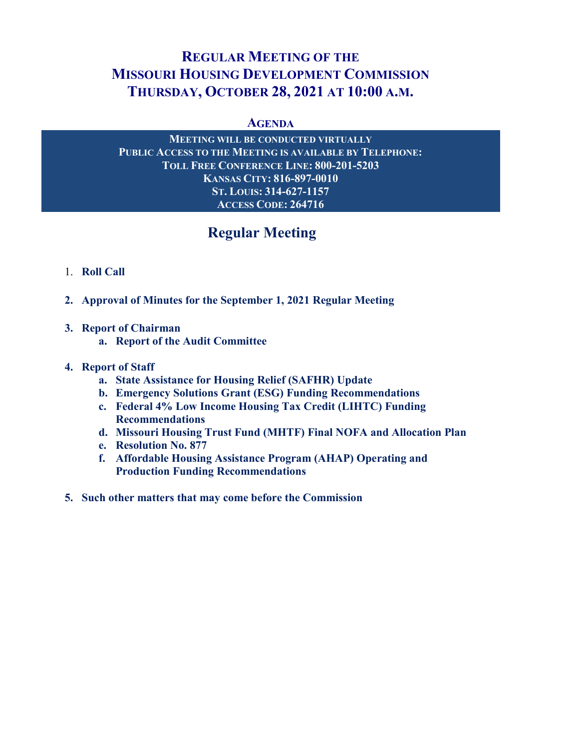# REGULAR MEETING OF THE MISSOURI HOUSING DEVELOPMENT COMMISSION THURSDAY, OCTOBER 28, 2021 AT 10:00 A.M.

## AGENDA

**MEETING WILL BE CONDUCTED VIRTUALLY**
**PUBLIC ACCESS TO THE MEETING IS AVAILABLE BY TELEPHONE:**
**TOLL FREE CONFERENCE LINE: 800-201-5203**
**KANSAS CITY: 816-897-0010**
**ST. LOUIS: 314-627-1157**
**ACCESS CODE: 264716**

## Regular Meeting

1. **Roll Call**

2. **Approval of Minutes for the September 1, 2021 Regular Meeting**

3. **Report of Chairman**
   a. **Report of the Audit Committee**

4. **Report of Staff**
   a. **State Assistance for Housing Relief (SAFHR) Update**
   b. **Emergency Solutions Grant (ESG) Funding Recommendations**
   c. **Federal 4% Low Income Housing Tax Credit (LIHTC) Funding Recommendations**
   d. **Missouri Housing Trust Fund (MHTF) Final NOFA and Allocation Plan**
   e. **Resolution No. 877**
   f. **Affordable Housing Assistance Program (AHAP) Operating and Production Funding Recommendations**

5. **Such other matters that may come before the Commission**